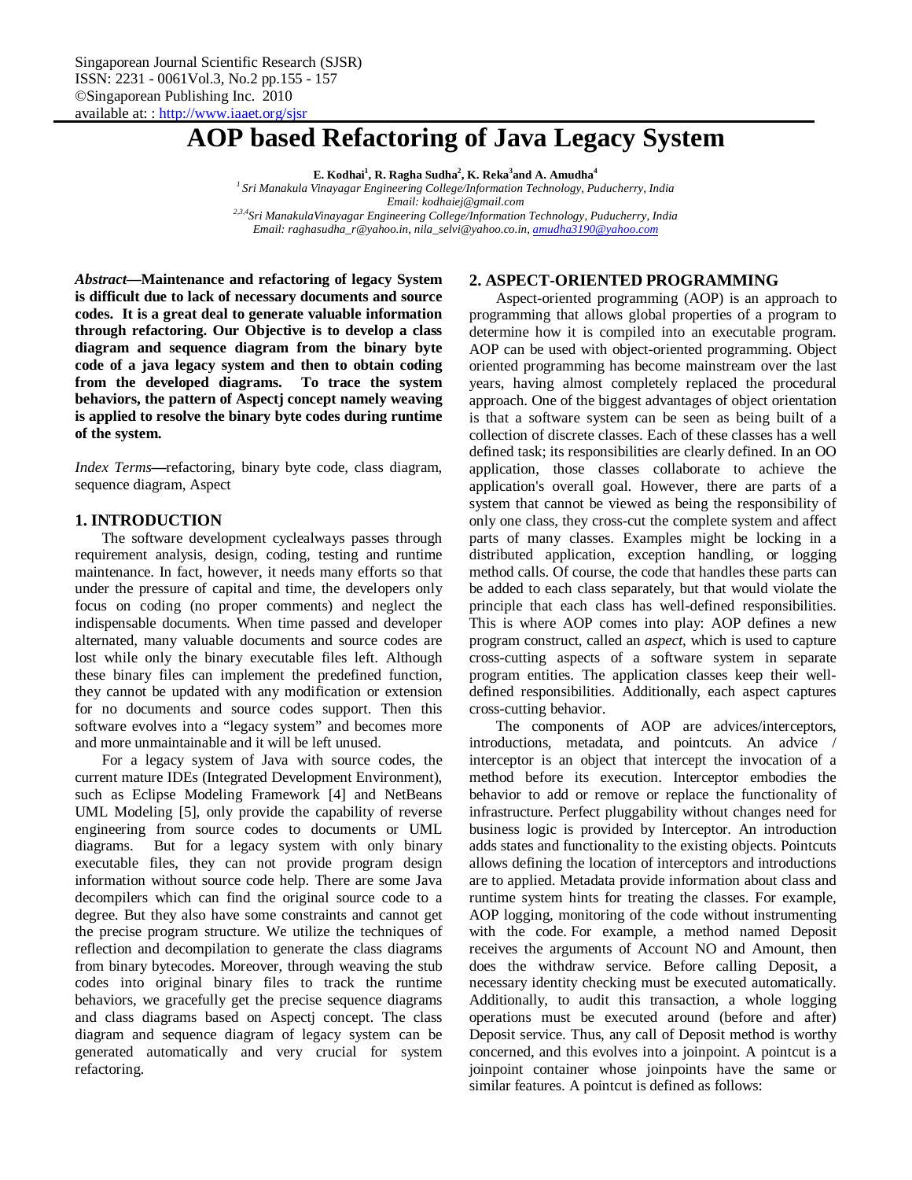# AOP based Refactoring of Java Legacy System

**E. Kodhai[1], R. Ragha Sudha[2], K. Reka[3] and A. Amudha[4]**

*[1] Sri Manakula Vinayagar Engineering College/Information Technology, Puducherry, India*
*Email: kodhaiej@gmail.com*
*[2,3,4] Sri ManakulaVinayagar Engineering College/Information Technology, Puducherry, India*
*Email: raghasudha_r@yahoo.in, nila_selvi@yahoo.co.in, amudha3190@yahoo.com*

***Abstract*—Maintenance and refactoring of legacy System is difficult due to lack of necessary documents and source codes. It is a great deal to generate valuable information through refactoring. Our Objective is to develop a class diagram and sequence diagram from the binary byte code of a java legacy system and then to obtain coding from the developed diagrams. To trace the system behaviors, the pattern of Aspectj concept namely weaving is applied to resolve the binary byte codes during runtime of the system.**

*Index Terms*—refactoring, binary byte code, class diagram, sequence diagram, Aspect

## 1. INTRODUCTION

The software development cyclealways passes through requirement analysis, design, coding, testing and runtime maintenance. In fact, however, it needs many efforts so that under the pressure of capital and time, the developers only focus on coding (no proper comments) and neglect the indispensable documents. When time passed and developer alternated, many valuable documents and source codes are lost while only the binary executable files left. Although these binary files can implement the predefined function, they cannot be updated with any modification or extension for no documents and source codes support. Then this software evolves into a "legacy system" and becomes more and more unmaintainable and it will be left unused.

For a legacy system of Java with source codes, the current mature IDEs (Integrated Development Environment), such as Eclipse Modeling Framework [4] and NetBeans UML Modeling [5], only provide the capability of reverse engineering from source codes to documents or UML diagrams. But for a legacy system with only binary executable files, they can not provide program design information without source code help. There are some Java decompilers which can find the original source code to a degree. But they also have some constraints and cannot get the precise program structure. We utilize the techniques of reflection and decompilation to generate the class diagrams from binary bytecodes. Moreover, through weaving the stub codes into original binary files to track the runtime behaviors, we gracefully get the precise sequence diagrams and class diagrams based on Aspectj concept. The class diagram and sequence diagram of legacy system can be generated automatically and very crucial for system refactoring.

## 2. ASPECT-ORIENTED PROGRAMMING

Aspect-oriented programming (AOP) is an approach to programming that allows global properties of a program to determine how it is compiled into an executable program. AOP can be used with object-oriented programming. Object oriented programming has become mainstream over the last years, having almost completely replaced the procedural approach. One of the biggest advantages of object orientation is that a software system can be seen as being built of a collection of discrete classes. Each of these classes has a well defined task; its responsibilities are clearly defined. In an OO application, those classes collaborate to achieve the application's overall goal. However, there are parts of a system that cannot be viewed as being the responsibility of only one class, they cross-cut the complete system and affect parts of many classes. Examples might be locking in a distributed application, exception handling, or logging method calls. Of course, the code that handles these parts can be added to each class separately, but that would violate the principle that each class has well-defined responsibilities. This is where AOP comes into play: AOP defines a new program construct, called an *aspect*, which is used to capture cross-cutting aspects of a software system in separate program entities. The application classes keep their well-defined responsibilities. Additionally, each aspect captures cross-cutting behavior.

The components of AOP are advices/interceptors, introductions, metadata, and pointcuts. An advice / interceptor is an object that intercept the invocation of a method before its execution. Interceptor embodies the behavior to add or remove or replace the functionality of infrastructure. Perfect pluggability without changes need for business logic is provided by Interceptor. An introduction adds states and functionality to the existing objects. Pointcuts allows defining the location of interceptors and introductions are to applied. Metadata provide information about class and runtime system hints for treating the classes. For example, AOP logging, monitoring of the code without instrumenting with the code. For example, a method named Deposit receives the arguments of Account NO and Amount, then does the withdraw service. Before calling Deposit, a necessary identity checking must be executed automatically. Additionally, to audit this transaction, a whole logging operations must be executed around (before and after) Deposit service. Thus, any call of Deposit method is worthy concerned, and this evolves into a joinpoint. A pointcut is a joinpoint container whose joinpoints have the same or similar features. A pointcut is defined as follows: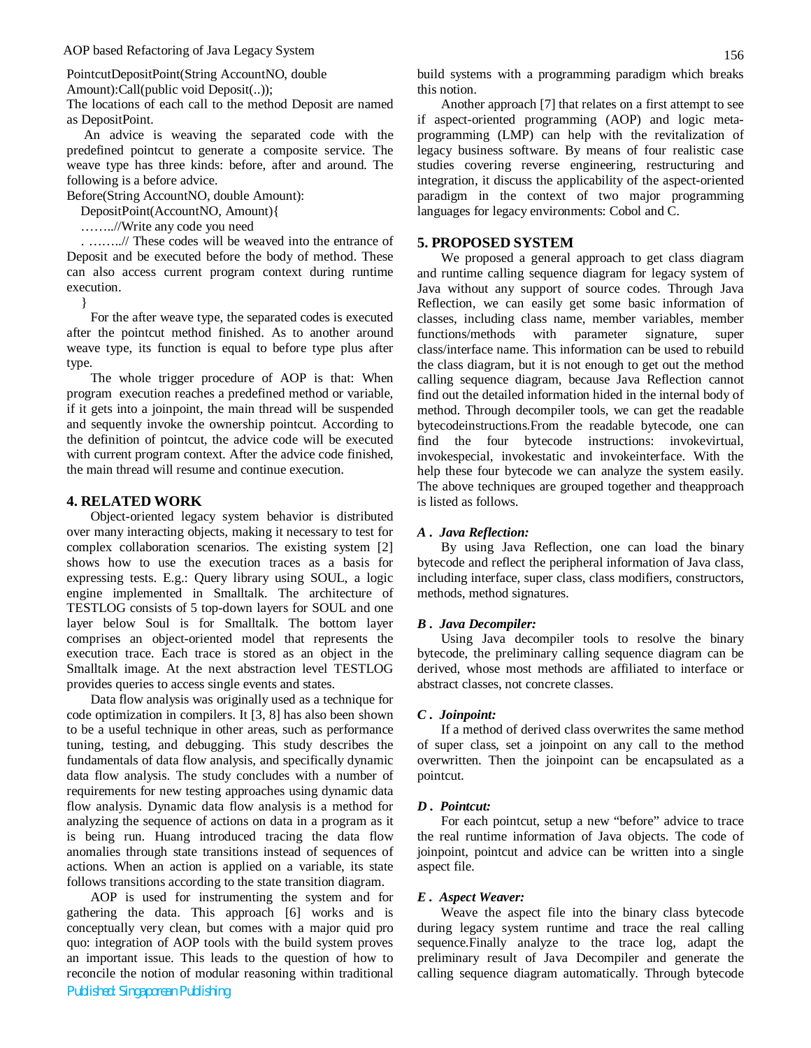PointcutDepositPoint(String AccountNO, double Amount):Call(public void Deposit(..));

The locations of each call to the method Deposit are named as DepositPoint.

An advice is weaving the separated code with the predefined pointcut to generate a composite service. The weave type has three kinds: before, after and around. The following is a before advice.

```
Before(String AccountNO, double Amount):
  DepositPoint(AccountNO, Amount){
  ……..//Write any code you need
  . ……..// These codes will be weaved into the entrance of Deposit and be executed before the body of method. These can also access current program context during runtime execution.
  }
```

For the after weave type, the separated codes is executed after the pointcut method finished. As to another around weave type, its function is equal to before type plus after type.

The whole trigger procedure of AOP is that: When program execution reaches a predefined method or variable, if it gets into a joinpoint, the main thread will be suspended and sequently invoke the ownership pointcut. According to the definition of pointcut, the advice code will be executed with current program context. After the advice code finished, the main thread will resume and continue execution.

## 4. RELATED WORK

Object-oriented legacy system behavior is distributed over many interacting objects, making it necessary to test for complex collaboration scenarios. The existing system [2] shows how to use the execution traces as a basis for expressing tests. E.g.: Query library using SOUL, a logic engine implemented in Smalltalk. The architecture of TESTLOG consists of 5 top-down layers for SOUL and one layer below Soul is for Smalltalk. The bottom layer comprises an object-oriented model that represents the execution trace. Each trace is stored as an object in the Smalltalk image. At the next abstraction level TESTLOG provides queries to access single events and states.

Data flow analysis was originally used as a technique for code optimization in compilers. It [3, 8] has also been shown to be a useful technique in other areas, such as performance tuning, testing, and debugging. This study describes the fundamentals of data flow analysis, and specifically dynamic data flow analysis. The study concludes with a number of requirements for new testing approaches using dynamic data flow analysis. Dynamic data flow analysis is a method for analyzing the sequence of actions on data in a program as it is being run. Huang introduced tracing the data flow anomalies through state transitions instead of sequences of actions. When an action is applied on a variable, its state follows transitions according to the state transition diagram.

AOP is used for instrumenting the system and for gathering the data. This approach [6] works and is conceptually very clean, but comes with a major quid pro quo: integration of AOP tools with the build system proves an important issue. This leads to the question of how to reconcile the notion of modular reasoning within traditional build systems with a programming paradigm which breaks this notion.

Another approach [7] that relates on a first attempt to see if aspect-oriented programming (AOP) and logic meta-programming (LMP) can help with the revitalization of legacy business software. By means of four realistic case studies covering reverse engineering, restructuring and integration, it discuss the applicability of the aspect-oriented paradigm in the context of two major programming languages for legacy environments: Cobol and C.

## 5. PROPOSED SYSTEM

We proposed a general approach to get class diagram and runtime calling sequence diagram for legacy system of Java without any support of source codes. Through Java Reflection, we can easily get some basic information of classes, including class name, member variables, member functions/methods with parameter signature, super class/interface name. This information can be used to rebuild the class diagram, but it is not enough to get out the method calling sequence diagram, because Java Reflection cannot find out the detailed information hided in the internal body of method. Through decompiler tools, we can get the readable bytecodeinstructions.From the readable bytecode, one can find the four bytecode instructions: invokevirtual, invokespecial, invokestatic and invokeinterface. With the help these four bytecode we can analyze the system easily. The above techniques are grouped together and theapproach is listed as follows.

### *A . Java Reflection:*

By using Java Reflection, one can load the binary bytecode and reflect the peripheral information of Java class, including interface, super class, class modifiers, constructors, methods, method signatures.

### *B . Java Decompiler:*

Using Java decompiler tools to resolve the binary bytecode, the preliminary calling sequence diagram can be derived, whose most methods are affiliated to interface or abstract classes, not concrete classes.

### *C . Joinpoint:*

If a method of derived class overwrites the same method of super class, set a joinpoint on any call to the method overwritten. Then the joinpoint can be encapsulated as a pointcut.

### *D . Pointcut:*

For each pointcut, setup a new “before” advice to trace the real runtime information of Java objects. The code of joinpoint, pointcut and advice can be written into a single aspect file.

### *E . Aspect Weaver:*

Weave the aspect file into the binary class bytecode during legacy system runtime and trace the real calling sequence.Finally analyze to the trace log, adapt the preliminary result of Java Decompiler and generate the calling sequence diagram automatically. Through bytecode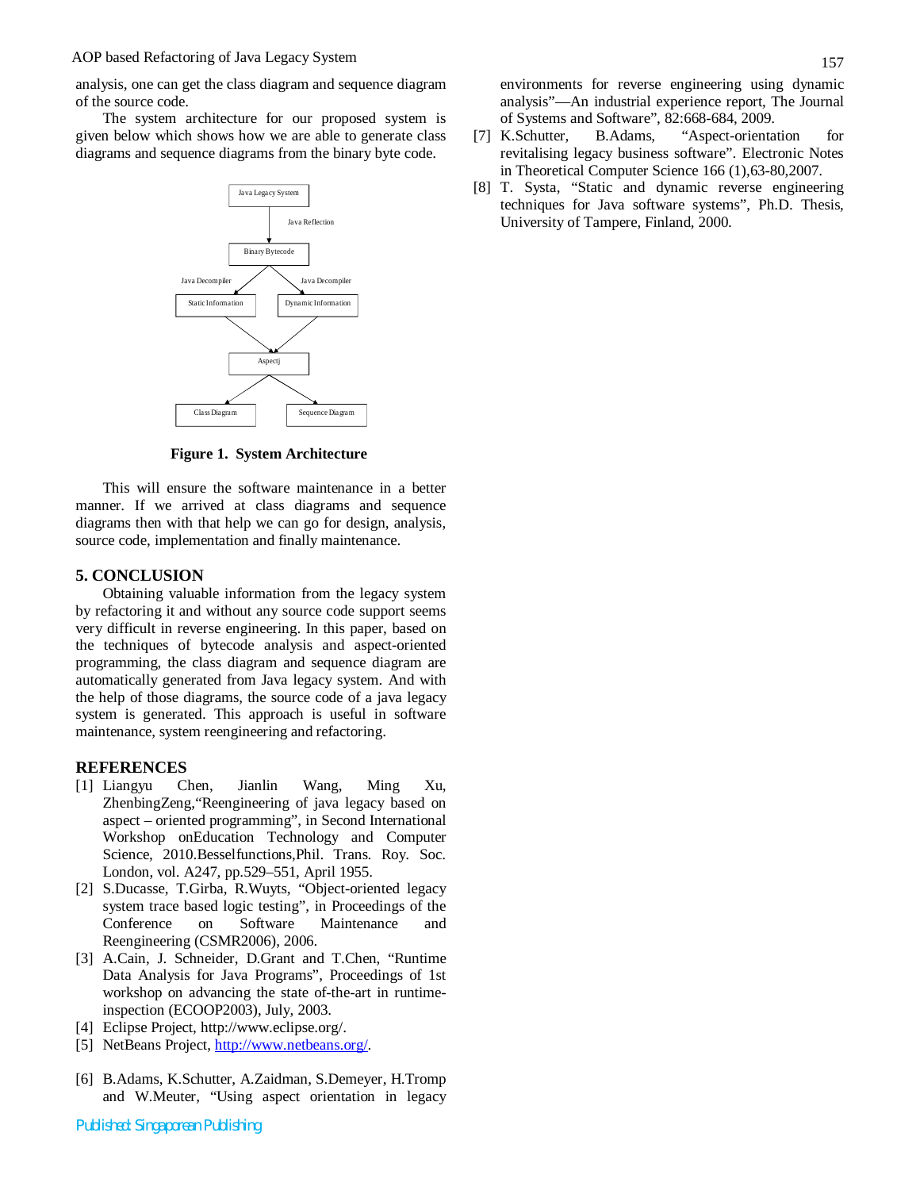analysis, one can get the class diagram and sequence diagram of the source code.

The system architecture for our proposed system is given below which shows how we are able to generate class diagrams and sequence diagrams from the binary byte code.

Java Legacy System

Java Reflection

Binary Bytecode

Java Decompiler

Java Decompiler

Static Information

Dynamic Information

Aspectj

Class Diagram

Sequence Diagram

**Figure 1. System Architecture**

This will ensure the software maintenance in a better manner. If we arrived at class diagrams and sequence diagrams then with that help we can go for design, analysis, source code, implementation and finally maintenance.

## 5. CONCLUSION

Obtaining valuable information from the legacy system by refactoring it and without any source code support seems very difficult in reverse engineering. In this paper, based on the techniques of bytecode analysis and aspect-oriented programming, the class diagram and sequence diagram are automatically generated from Java legacy system. And with the help of those diagrams, the source code of a java legacy system is generated. This approach is useful in software maintenance, system reengineering and refactoring.

## REFERENCES

[1] Liangyu Chen, Jianlin Wang, Ming Xu, ZhenbingZeng,"Reengineering of java legacy based on aspect – oriented programming", in Second International Workshop onEducation Technology and Computer Science, 2010.Besselfunctions,Phil. Trans. Roy. Soc. London, vol. A247, pp.529–551, April 1955.

[2] S.Ducasse, T.Girba, R.Wuyts, "Object-oriented legacy system trace based logic testing", in Proceedings of the Conference on Software Maintenance and Reengineering (CSMR2006), 2006.

[3] A.Cain, J. Schneider, D.Grant and T.Chen, "Runtime Data Analysis for Java Programs", Proceedings of 1st workshop on advancing the state of-the-art in runtime-inspection (ECOOP2003), July, 2003.

[4] Eclipse Project, http://www.eclipse.org/.

[5] NetBeans Project, http://www.netbeans.org/.

[6] B.Adams, K.Schutter, A.Zaidman, S.Demeyer, H.Tromp and W.Meuter, "Using aspect orientation in legacy environments for reverse engineering using dynamic analysis"—An industrial experience report, The Journal of Systems and Software", 82:668-684, 2009.

[7] K.Schutter, B.Adams, "Aspect-orientation for revitalising legacy business software". Electronic Notes in Theoretical Computer Science 166 (1),63-80,2007.

[8] T. Systa, "Static and dynamic reverse engineering techniques for Java software systems", Ph.D. Thesis, University of Tampere, Finland, 2000.